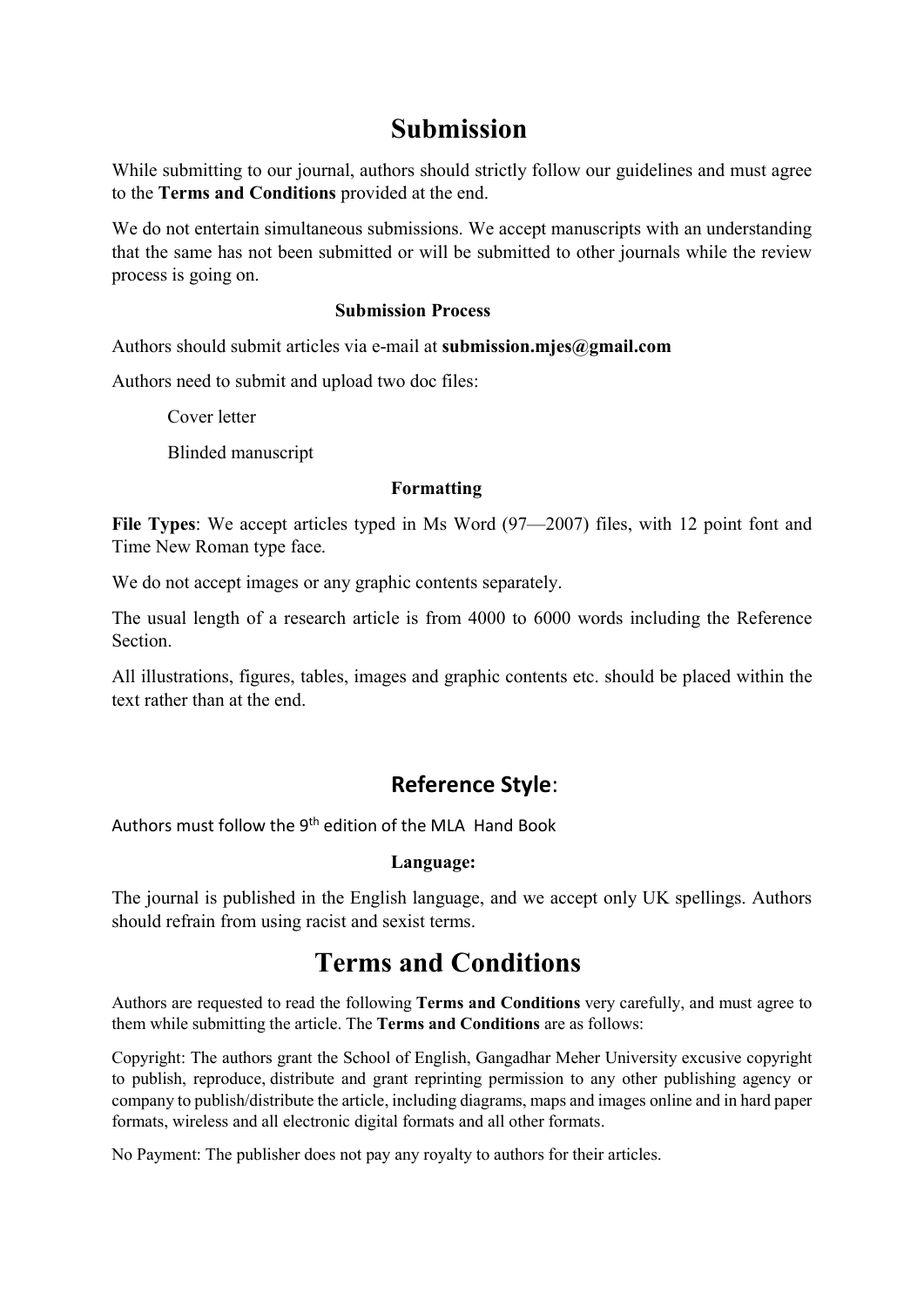# Submission

While submitting to our journal, authors should strictly follow our guidelines and must agree to the **Terms and Conditions** provided at the end.

We do not entertain simultaneous submissions. We accept manuscripts with an understanding that the same has not been submitted or will be submitted to other journals while the review process is going on.

### Submission Process

Authors should submit articles via e-mail at **submission.mjes@gmail.com**

Authors need to submit and upload two doc files:

Cover letter

Blinded manuscript

### Formatting

**File Types**: We accept articles typed in Ms Word (97—2007) files, with 12 point font and Time New Roman type face.

We do not accept images or any graphic contents separately.

The usual length of a research article is from 4000 to 6000 words including the Reference Section.

All illustrations, figures, tables, images and graphic contents etc. should be placed within the text rather than at the end.

## Reference Style:

Authors must follow the 9th edition of the MLA Hand Book

### Language:

The journal is published in the English language, and we accept only UK spellings. Authors should refrain from using racist and sexist terms.

# Terms and Conditions

Authors are requested to read the following **Terms and Conditions** very carefully, and must agree to them while submitting the article. The **Terms and Conditions** are as follows:

Copyright: The authors grant the School of English, Gangadhar Meher University excusive copyright to publish, reproduce, distribute and grant reprinting permission to any other publishing agency or company to publish/distribute the article, including diagrams, maps and images online and in hard paper formats, wireless and all electronic digital formats and all other formats.

No Payment: The publisher does not pay any royalty to authors for their articles.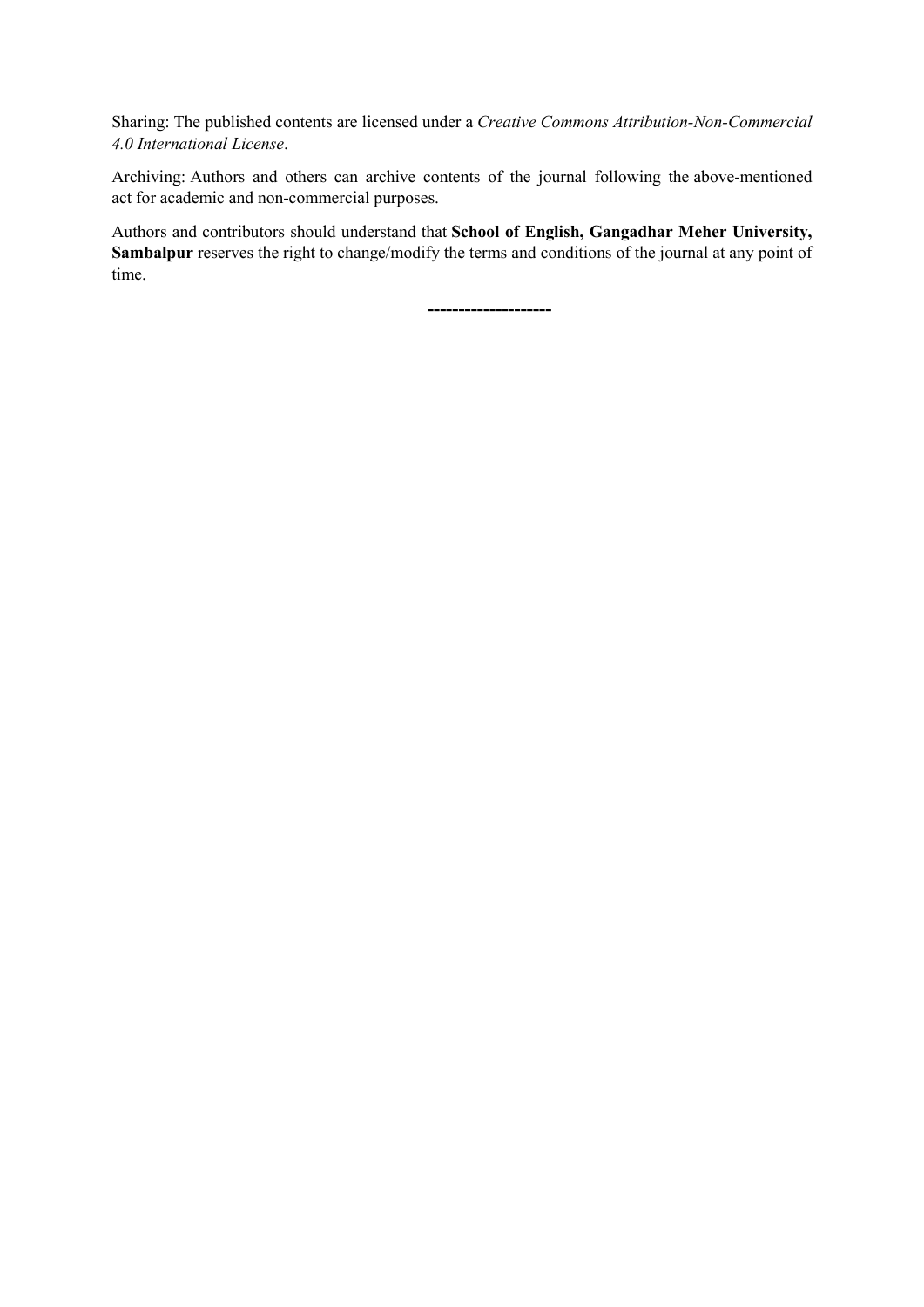Sharing: The published contents are licensed under a *Creative Commons Attribution-Non-Commercial 4.0 International License*.

Archiving: Authors and others can archive contents of the journal following the above-mentioned act for academic and non-commercial purposes.

Authors and contributors should understand that **School of English, Gangadhar Meher University, Sambalpur** reserves the right to change/modify the terms and conditions of the journal at any point of time.

**--------------------**